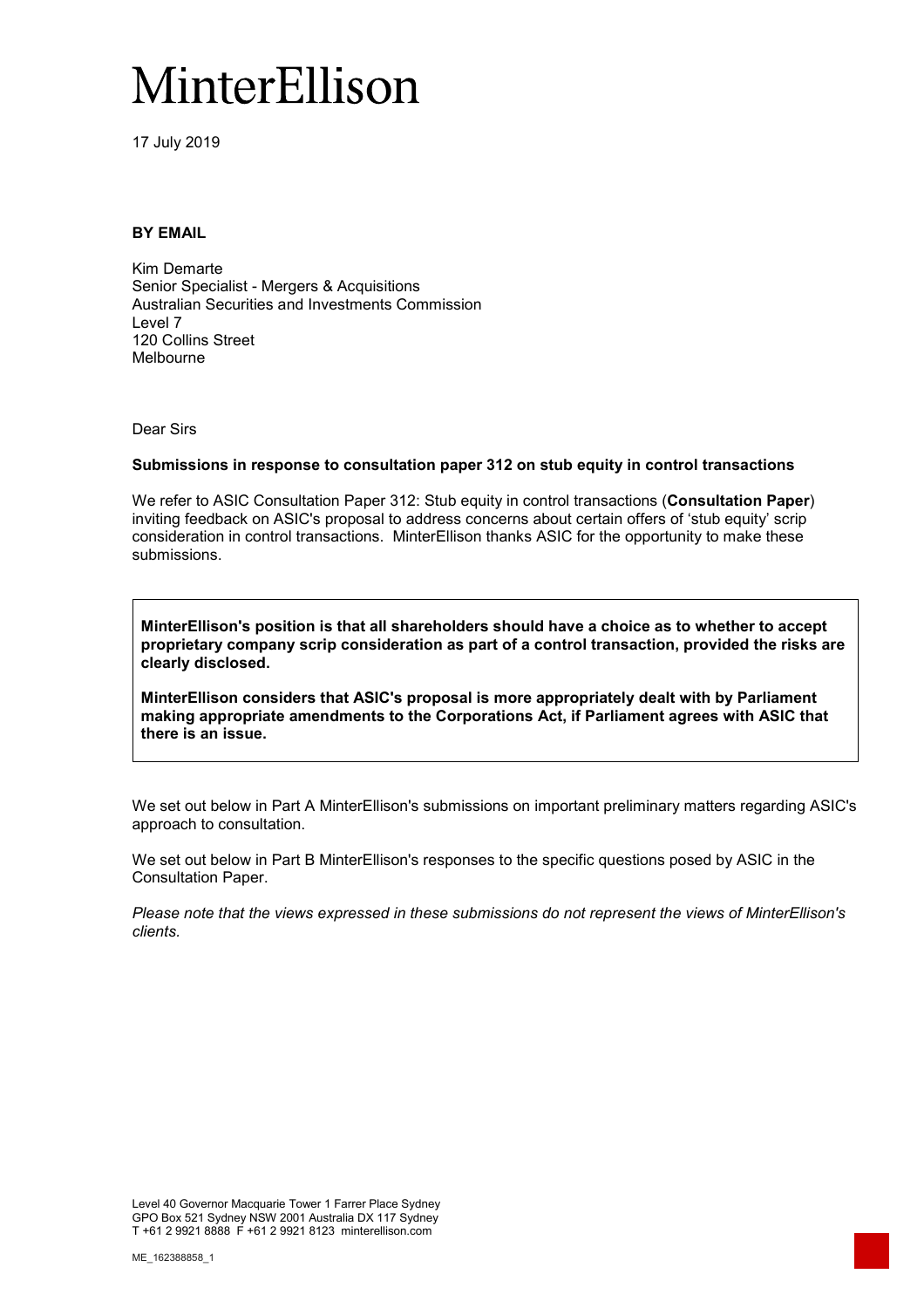# MinterEllison

17 July 2019

**BY EMAIL**

Kim Demarte
Senior Specialist - Mergers & Acquisitions
Australian Securities and Investments Commission
Level 7
120 Collins Street
Melbourne

Dear Sirs

**Submissions in response to consultation paper 312 on stub equity in control transactions**

We refer to ASIC Consultation Paper 312: Stub equity in control transactions (**Consultation Paper**) inviting feedback on ASIC's proposal to address concerns about certain offers of 'stub equity' scrip consideration in control transactions. MinterEllison thanks ASIC for the opportunity to make these submissions.

**MinterEllison's position is that all shareholders should have a choice as to whether to accept proprietary company scrip consideration as part of a control transaction, provided the risks are clearly disclosed.**

**MinterEllison considers that ASIC's proposal is more appropriately dealt with by Parliament making appropriate amendments to the Corporations Act, if Parliament agrees with ASIC that there is an issue.**

We set out below in Part A MinterEllison's submissions on important preliminary matters regarding ASIC's approach to consultation.

We set out below in Part B MinterEllison's responses to the specific questions posed by ASIC in the Consultation Paper.

*Please note that the views expressed in these submissions do not represent the views of MinterEllison's clients.*

Level 40 Governor Macquarie Tower 1 Farrer Place Sydney
GPO Box 521 Sydney NSW 2001 Australia DX 117 Sydney
T +61 2 9921 8888 F +61 2 9921 8123 minterellison.com

ME_162388858_1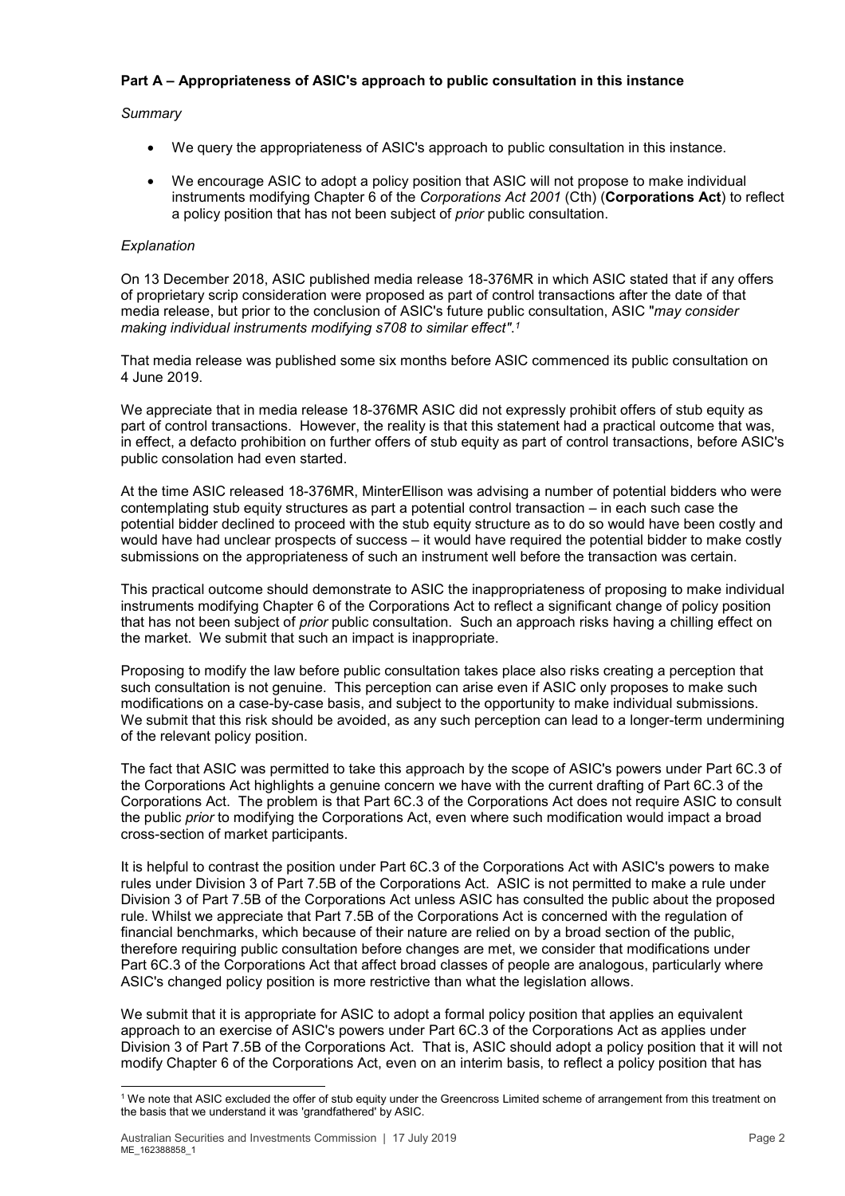### Part A – Appropriateness of ASIC's approach to public consultation in this instance

*Summary*

- We query the appropriateness of ASIC's approach to public consultation in this instance.
- We encourage ASIC to adopt a policy position that ASIC will not propose to make individual instruments modifying Chapter 6 of the *Corporations Act 2001* (Cth) (**Corporations Act**) to reflect a policy position that has not been subject of *prior* public consultation.

*Explanation*

On 13 December 2018, ASIC published media release 18-376MR in which ASIC stated that if any offers of proprietary scrip consideration were proposed as part of control transactions after the date of that media release, but prior to the conclusion of ASIC's future public consultation, ASIC "*may consider making individual instruments modifying s708 to similar effect".*[1]

That media release was published some six months before ASIC commenced its public consultation on 4 June 2019.

We appreciate that in media release 18-376MR ASIC did not expressly prohibit offers of stub equity as part of control transactions. However, the reality is that this statement had a practical outcome that was, in effect, a defacto prohibition on further offers of stub equity as part of control transactions, before ASIC's public consolation had even started.

At the time ASIC released 18-376MR, MinterEllison was advising a number of potential bidders who were contemplating stub equity structures as part a potential control transaction – in each such case the potential bidder declined to proceed with the stub equity structure as to do so would have been costly and would have had unclear prospects of success – it would have required the potential bidder to make costly submissions on the appropriateness of such an instrument well before the transaction was certain.

This practical outcome should demonstrate to ASIC the inappropriateness of proposing to make individual instruments modifying Chapter 6 of the Corporations Act to reflect a significant change of policy position that has not been subject of *prior* public consultation. Such an approach risks having a chilling effect on the market. We submit that such an impact is inappropriate.

Proposing to modify the law before public consultation takes place also risks creating a perception that such consultation is not genuine. This perception can arise even if ASIC only proposes to make such modifications on a case-by-case basis, and subject to the opportunity to make individual submissions. We submit that this risk should be avoided, as any such perception can lead to a longer-term undermining of the relevant policy position.

The fact that ASIC was permitted to take this approach by the scope of ASIC's powers under Part 6C.3 of the Corporations Act highlights a genuine concern we have with the current drafting of Part 6C.3 of the Corporations Act. The problem is that Part 6C.3 of the Corporations Act does not require ASIC to consult the public *prior* to modifying the Corporations Act, even where such modification would impact a broad cross-section of market participants.

It is helpful to contrast the position under Part 6C.3 of the Corporations Act with ASIC's powers to make rules under Division 3 of Part 7.5B of the Corporations Act. ASIC is not permitted to make a rule under Division 3 of Part 7.5B of the Corporations Act unless ASIC has consulted the public about the proposed rule. Whilst we appreciate that Part 7.5B of the Corporations Act is concerned with the regulation of financial benchmarks, which because of their nature are relied on by a broad section of the public, therefore requiring public consultation before changes are met, we consider that modifications under Part 6C.3 of the Corporations Act that affect broad classes of people are analogous, particularly where ASIC's changed policy position is more restrictive than what the legislation allows.

We submit that it is appropriate for ASIC to adopt a formal policy position that applies an equivalent approach to an exercise of ASIC's powers under Part 6C.3 of the Corporations Act as applies under Division 3 of Part 7.5B of the Corporations Act. That is, ASIC should adopt a policy position that it will not modify Chapter 6 of the Corporations Act, even on an interim basis, to reflect a policy position that has

[1] We note that ASIC excluded the offer of stub equity under the Greencross Limited scheme of arrangement from this treatment on the basis that we understand it was 'grandfathered' by ASIC.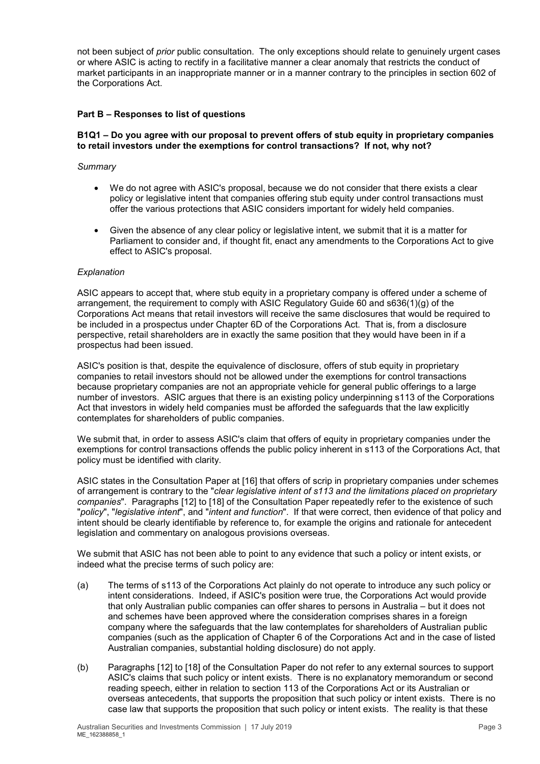not been subject of *prior* public consultation. The only exceptions should relate to genuinely urgent cases or where ASIC is acting to rectify in a facilitative manner a clear anomaly that restricts the conduct of market participants in an inappropriate manner or in a manner contrary to the principles in section 602 of the Corporations Act.

## Part B – Responses to list of questions

### B1Q1 – Do you agree with our proposal to prevent offers of stub equity in proprietary companies to retail investors under the exemptions for control transactions? If not, why not?

*Summary*

- We do not agree with ASIC's proposal, because we do not consider that there exists a clear policy or legislative intent that companies offering stub equity under control transactions must offer the various protections that ASIC considers important for widely held companies.
- Given the absence of any clear policy or legislative intent, we submit that it is a matter for Parliament to consider and, if thought fit, enact any amendments to the Corporations Act to give effect to ASIC's proposal.

*Explanation*

ASIC appears to accept that, where stub equity in a proprietary company is offered under a scheme of arrangement, the requirement to comply with ASIC Regulatory Guide 60 and s636(1)(g) of the Corporations Act means that retail investors will receive the same disclosures that would be required to be included in a prospectus under Chapter 6D of the Corporations Act. That is, from a disclosure perspective, retail shareholders are in exactly the same position that they would have been in if a prospectus had been issued.

ASIC's position is that, despite the equivalence of disclosure, offers of stub equity in proprietary companies to retail investors should not be allowed under the exemptions for control transactions because proprietary companies are not an appropriate vehicle for general public offerings to a large number of investors. ASIC argues that there is an existing policy underpinning s113 of the Corporations Act that investors in widely held companies must be afforded the safeguards that the law explicitly contemplates for shareholders of public companies.

We submit that, in order to assess ASIC's claim that offers of equity in proprietary companies under the exemptions for control transactions offends the public policy inherent in s113 of the Corporations Act, that policy must be identified with clarity.

ASIC states in the Consultation Paper at [16] that offers of scrip in proprietary companies under schemes of arrangement is contrary to the "*clear legislative intent of s113 and the limitations placed on proprietary companies*". Paragraphs [12] to [18] of the Consultation Paper repeatedly refer to the existence of such "*policy*", "*legislative intent*", and "*intent and function*". If that were correct, then evidence of that policy and intent should be clearly identifiable by reference to, for example the origins and rationale for antecedent legislation and commentary on analogous provisions overseas.

We submit that ASIC has not been able to point to any evidence that such a policy or intent exists, or indeed what the precise terms of such policy are:

(a) The terms of s113 of the Corporations Act plainly do not operate to introduce any such policy or intent considerations. Indeed, if ASIC's position were true, the Corporations Act would provide that only Australian public companies can offer shares to persons in Australia – but it does not and schemes have been approved where the consideration comprises shares in a foreign company where the safeguards that the law contemplates for shareholders of Australian public companies (such as the application of Chapter 6 of the Corporations Act and in the case of listed Australian companies, substantial holding disclosure) do not apply.

(b) Paragraphs [12] to [18] of the Consultation Paper do not refer to any external sources to support ASIC's claims that such policy or intent exists. There is no explanatory memorandum or second reading speech, either in relation to section 113 of the Corporations Act or its Australian or overseas antecedents, that supports the proposition that such policy or intent exists. There is no case law that supports the proposition that such policy or intent exists. The reality is that these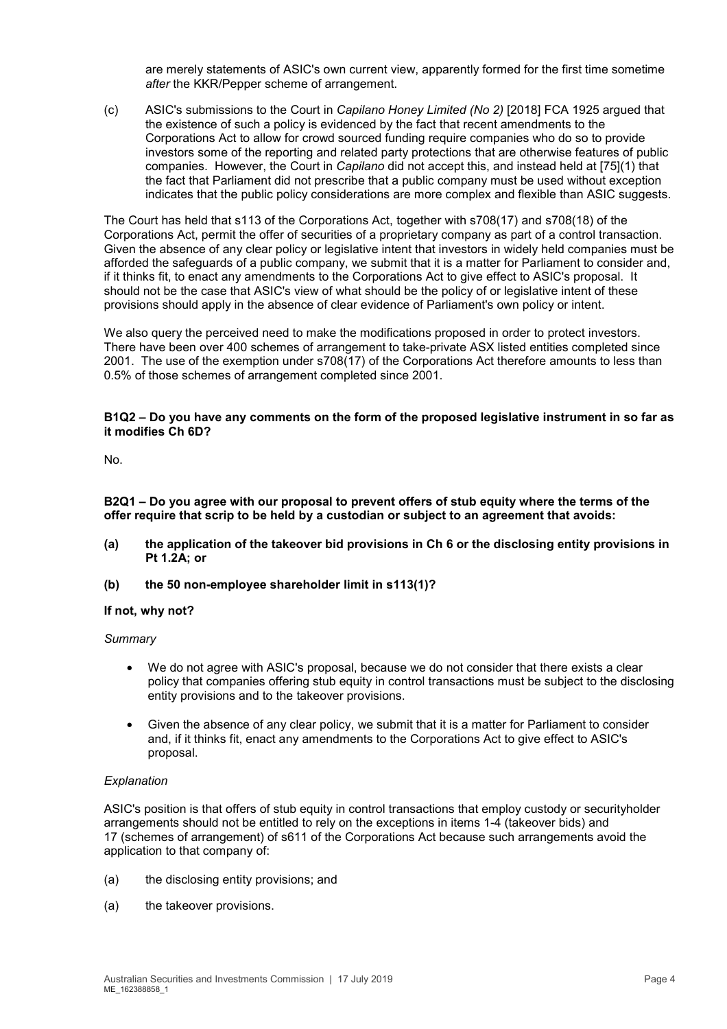are merely statements of ASIC's own current view, apparently formed for the first time sometime *after* the KKR/Pepper scheme of arrangement.

(c) ASIC's submissions to the Court in *Capilano Honey Limited (No 2)* [2018] FCA 1925 argued that the existence of such a policy is evidenced by the fact that recent amendments to the Corporations Act to allow for crowd sourced funding require companies who do so to provide investors some of the reporting and related party protections that are otherwise features of public companies. However, the Court in *Capilano* did not accept this, and instead held at [75](1) that the fact that Parliament did not prescribe that a public company must be used without exception indicates that the public policy considerations are more complex and flexible than ASIC suggests.

The Court has held that s113 of the Corporations Act, together with s708(17) and s708(18) of the Corporations Act, permit the offer of securities of a proprietary company as part of a control transaction. Given the absence of any clear policy or legislative intent that investors in widely held companies must be afforded the safeguards of a public company, we submit that it is a matter for Parliament to consider and, if it thinks fit, to enact any amendments to the Corporations Act to give effect to ASIC's proposal. It should not be the case that ASIC's view of what should be the policy of or legislative intent of these provisions should apply in the absence of clear evidence of Parliament's own policy or intent.

We also query the perceived need to make the modifications proposed in order to protect investors. There have been over 400 schemes of arrangement to take-private ASX listed entities completed since 2001. The use of the exemption under s708(17) of the Corporations Act therefore amounts to less than 0.5% of those schemes of arrangement completed since 2001.

**B1Q2 – Do you have any comments on the form of the proposed legislative instrument in so far as it modifies Ch 6D?**

No.

**B2Q1 – Do you agree with our proposal to prevent offers of stub equity where the terms of the offer require that scrip to be held by a custodian or subject to an agreement that avoids:**

**(a) the application of the takeover bid provisions in Ch 6 or the disclosing entity provisions in Pt 1.2A; or**

**(b) the 50 non-employee shareholder limit in s113(1)?**

**If not, why not?**

*Summary*

- We do not agree with ASIC's proposal, because we do not consider that there exists a clear policy that companies offering stub equity in control transactions must be subject to the disclosing entity provisions and to the takeover provisions.
- Given the absence of any clear policy, we submit that it is a matter for Parliament to consider and, if it thinks fit, enact any amendments to the Corporations Act to give effect to ASIC's proposal.

*Explanation*

ASIC's position is that offers of stub equity in control transactions that employ custody or securityholder arrangements should not be entitled to rely on the exceptions in items 1-4 (takeover bids) and 17 (schemes of arrangement) of s611 of the Corporations Act because such arrangements avoid the application to that company of:

(a) the disclosing entity provisions; and

(a) the takeover provisions.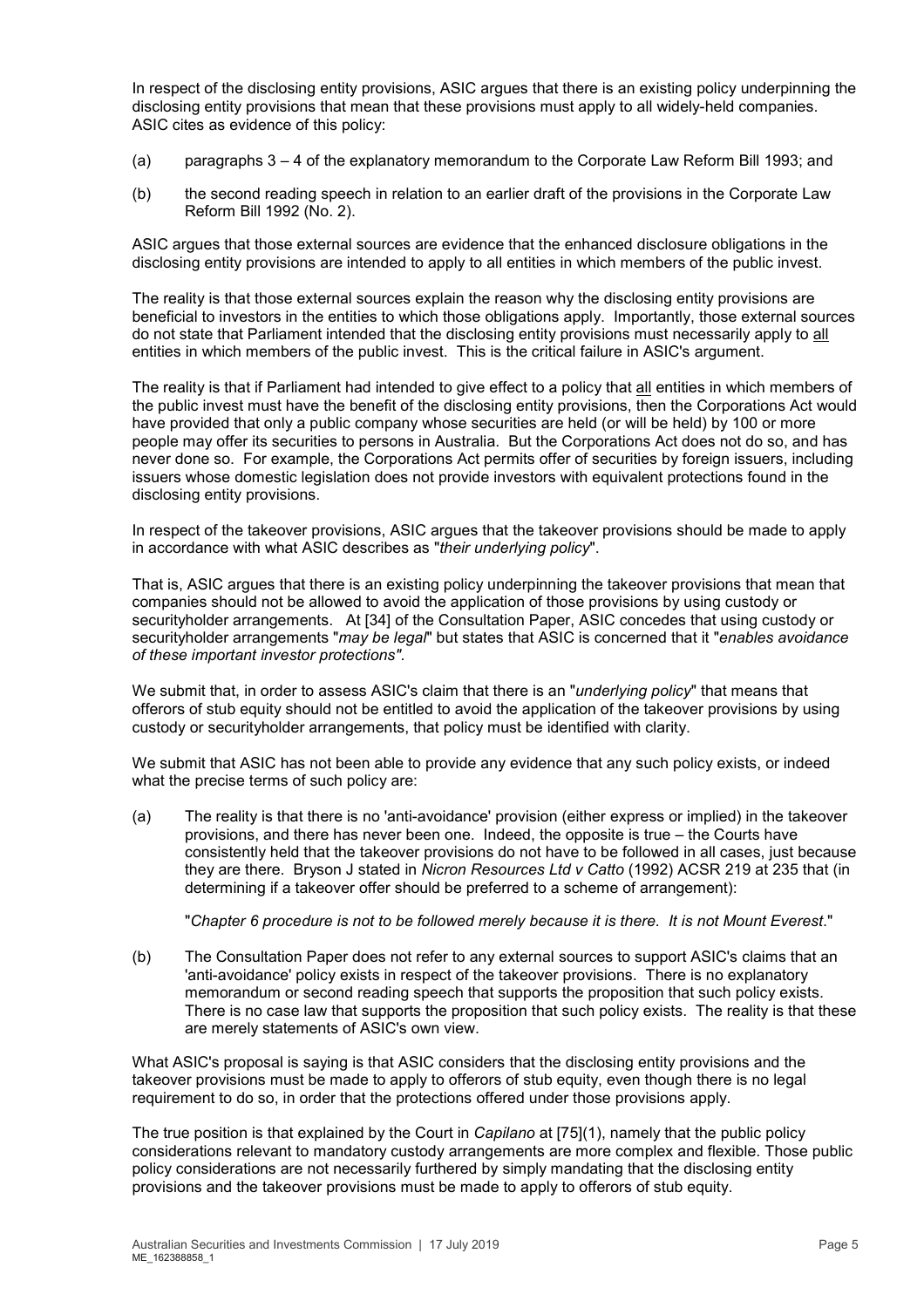In respect of the disclosing entity provisions, ASIC argues that there is an existing policy underpinning the disclosing entity provisions that mean that these provisions must apply to all widely-held companies. ASIC cites as evidence of this policy:

(a) paragraphs 3 – 4 of the explanatory memorandum to the Corporate Law Reform Bill 1993; and

(b) the second reading speech in relation to an earlier draft of the provisions in the Corporate Law Reform Bill 1992 (No. 2).

ASIC argues that those external sources are evidence that the enhanced disclosure obligations in the disclosing entity provisions are intended to apply to all entities in which members of the public invest.

The reality is that those external sources explain the reason why the disclosing entity provisions are beneficial to investors in the entities to which those obligations apply. Importantly, those external sources do not state that Parliament intended that the disclosing entity provisions must necessarily apply to <u>all</u> entities in which members of the public invest. This is the critical failure in ASIC's argument.

The reality is that if Parliament had intended to give effect to a policy that <u>all</u> entities in which members of the public invest must have the benefit of the disclosing entity provisions, then the Corporations Act would have provided that only a public company whose securities are held (or will be held) by 100 or more people may offer its securities to persons in Australia. But the Corporations Act does not do so, and has never done so. For example, the Corporations Act permits offer of securities by foreign issuers, including issuers whose domestic legislation does not provide investors with equivalent protections found in the disclosing entity provisions.

In respect of the takeover provisions, ASIC argues that the takeover provisions should be made to apply in accordance with what ASIC describes as "*their underlying policy*".

That is, ASIC argues that there is an existing policy underpinning the takeover provisions that mean that companies should not be allowed to avoid the application of those provisions by using custody or securityholder arrangements. At [34] of the Consultation Paper, ASIC concedes that using custody or securityholder arrangements "*may be legal*" but states that ASIC is concerned that it "*enables avoidance of these important investor protections"*.

We submit that, in order to assess ASIC's claim that there is an "*underlying policy*" that means that offerors of stub equity should not be entitled to avoid the application of the takeover provisions by using custody or securityholder arrangements, that policy must be identified with clarity.

We submit that ASIC has not been able to provide any evidence that any such policy exists, or indeed what the precise terms of such policy are:

(a) The reality is that there is no 'anti-avoidance' provision (either express or implied) in the takeover provisions, and there has never been one. Indeed, the opposite is true – the Courts have consistently held that the takeover provisions do not have to be followed in all cases, just because they are there. Bryson J stated in *Nicron Resources Ltd v Catto* (1992) ACSR 219 at 235 that (in determining if a takeover offer should be preferred to a scheme of arrangement):

"*Chapter 6 procedure is not to be followed merely because it is there. It is not Mount Everest*."

(b) The Consultation Paper does not refer to any external sources to support ASIC's claims that an 'anti-avoidance' policy exists in respect of the takeover provisions. There is no explanatory memorandum or second reading speech that supports the proposition that such policy exists. There is no case law that supports the proposition that such policy exists. The reality is that these are merely statements of ASIC's own view.

What ASIC's proposal is saying is that ASIC considers that the disclosing entity provisions and the takeover provisions must be made to apply to offerors of stub equity, even though there is no legal requirement to do so, in order that the protections offered under those provisions apply.

The true position is that explained by the Court in *Capilano* at [75](1), namely that the public policy considerations relevant to mandatory custody arrangements are more complex and flexible. Those public policy considerations are not necessarily furthered by simply mandating that the disclosing entity provisions and the takeover provisions must be made to apply to offerors of stub equity.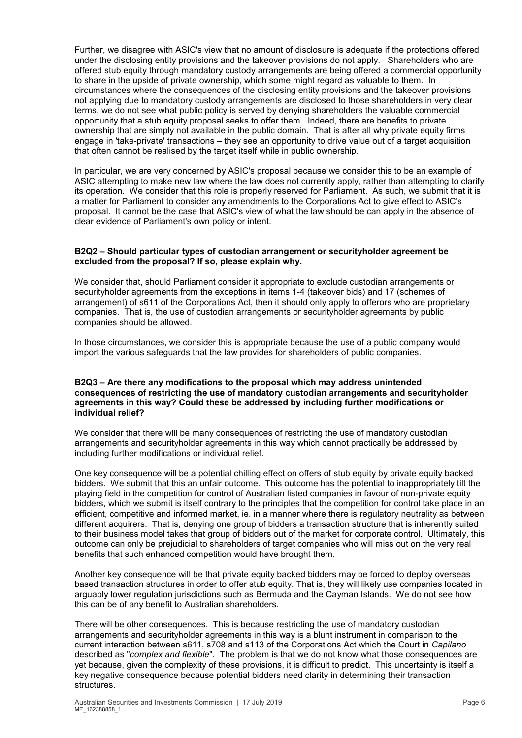Further, we disagree with ASIC's view that no amount of disclosure is adequate if the protections offered under the disclosing entity provisions and the takeover provisions do not apply. Shareholders who are offered stub equity through mandatory custody arrangements are being offered a commercial opportunity to share in the upside of private ownership, which some might regard as valuable to them. In circumstances where the consequences of the disclosing entity provisions and the takeover provisions not applying due to mandatory custody arrangements are disclosed to those shareholders in very clear terms, we do not see what public policy is served by denying shareholders the valuable commercial opportunity that a stub equity proposal seeks to offer them. Indeed, there are benefits to private ownership that are simply not available in the public domain. That is after all why private equity firms engage in 'take-private' transactions – they see an opportunity to drive value out of a target acquisition that often cannot be realised by the target itself while in public ownership.

In particular, we are very concerned by ASIC's proposal because we consider this to be an example of ASIC attempting to make new law where the law does not currently apply, rather than attempting to clarify its operation. We consider that this role is properly reserved for Parliament. As such, we submit that it is a matter for Parliament to consider any amendments to the Corporations Act to give effect to ASIC's proposal. It cannot be the case that ASIC's view of what the law should be can apply in the absence of clear evidence of Parliament's own policy or intent.

**B2Q2 – Should particular types of custodian arrangement or securityholder agreement be excluded from the proposal? If so, please explain why.**

We consider that, should Parliament consider it appropriate to exclude custodian arrangements or securityholder agreements from the exceptions in items 1-4 (takeover bids) and 17 (schemes of arrangement) of s611 of the Corporations Act, then it should only apply to offerors who are proprietary companies. That is, the use of custodian arrangements or securityholder agreements by public companies should be allowed.

In those circumstances, we consider this is appropriate because the use of a public company would import the various safeguards that the law provides for shareholders of public companies.

**B2Q3 – Are there any modifications to the proposal which may address unintended consequences of restricting the use of mandatory custodian arrangements and securityholder agreements in this way? Could these be addressed by including further modifications or individual relief?**

We consider that there will be many consequences of restricting the use of mandatory custodian arrangements and securityholder agreements in this way which cannot practically be addressed by including further modifications or individual relief.

One key consequence will be a potential chilling effect on offers of stub equity by private equity backed bidders. We submit that this an unfair outcome. This outcome has the potential to inappropriately tilt the playing field in the competition for control of Australian listed companies in favour of non-private equity bidders, which we submit is itself contrary to the principles that the competition for control take place in an efficient, competitive and informed market, ie. in a manner where there is regulatory neutrality as between different acquirers. That is, denying one group of bidders a transaction structure that is inherently suited to their business model takes that group of bidders out of the market for corporate control. Ultimately, this outcome can only be prejudicial to shareholders of target companies who will miss out on the very real benefits that such enhanced competition would have brought them.

Another key consequence will be that private equity backed bidders may be forced to deploy overseas based transaction structures in order to offer stub equity. That is, they will likely use companies located in arguably lower regulation jurisdictions such as Bermuda and the Cayman Islands. We do not see how this can be of any benefit to Australian shareholders.

There will be other consequences. This is because restricting the use of mandatory custodian arrangements and securityholder agreements in this way is a blunt instrument in comparison to the current interaction between s611, s708 and s113 of the Corporations Act which the Court in *Capilano* described as "*complex and flexible*". The problem is that we do not know what those consequences are yet because, given the complexity of these provisions, it is difficult to predict. This uncertainty is itself a key negative consequence because potential bidders need clarity in determining their transaction structures.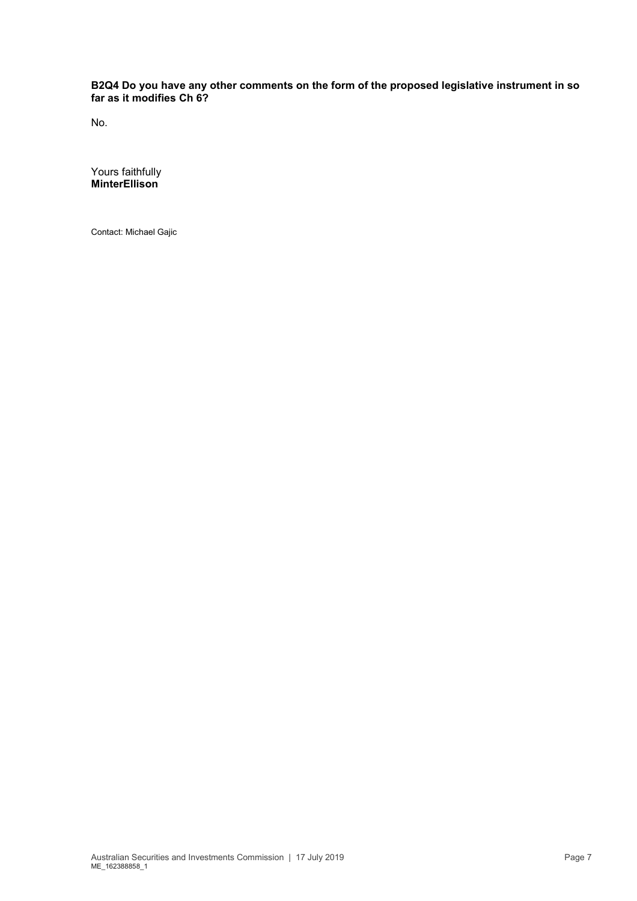**B2Q4 Do you have any other comments on the form of the proposed legislative instrument in so far as it modifies Ch 6?**

No.

Yours faithfully
**MinterEllison**

Contact: Michael Gajic